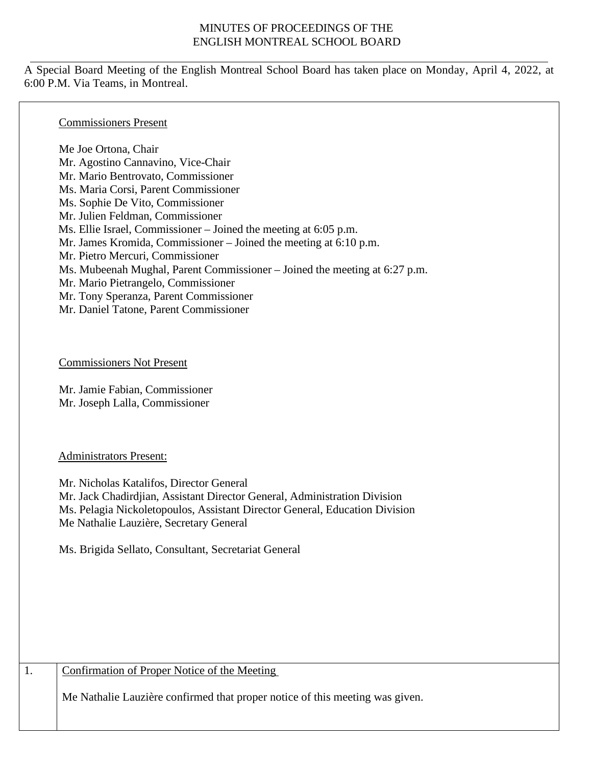# MINUTES OF PROCEEDINGS OF THE ENGLISH MONTREAL SCHOOL BOARD

A Special Board Meeting of the English Montreal School Board has taken place on Monday, April 4, 2022, at 6:00 P.M. Via Teams, in Montreal.

Commissioners Present

Me Joe Ortona, Chair
Mr. Agostino Cannavino, Vice-Chair
Mr. Mario Bentrovato, Commissioner
Ms. Maria Corsi, Parent Commissioner
Ms. Sophie De Vito, Commissioner
Mr. Julien Feldman, Commissioner
Ms. Ellie Israel, Commissioner – Joined the meeting at 6:05 p.m.
Mr. James Kromida, Commissioner – Joined the meeting at 6:10 p.m.
Mr. Pietro Mercuri, Commissioner
Ms. Mubeenah Mughal, Parent Commissioner – Joined the meeting at 6:27 p.m.
Mr. Mario Pietrangelo, Commissioner
Mr. Tony Speranza, Parent Commissioner
Mr. Daniel Tatone, Parent Commissioner

Commissioners Not Present

Mr. Jamie Fabian, Commissioner
Mr. Joseph Lalla, Commissioner

Administrators Present:

Mr. Nicholas Katalifos, Director General
Mr. Jack Chadirdjian, Assistant Director General, Administration Division
Ms. Pelagia Nickoletopoulos, Assistant Director General, Education Division
Me Nathalie Lauzière, Secretary General

Ms. Brigida Sellato, Consultant, Secretariat General

| | |
|---|---|
| 1. | Confirmation of Proper Notice of the Meeting<br><br>Me Nathalie Lauzière confirmed that proper notice of this meeting was given. |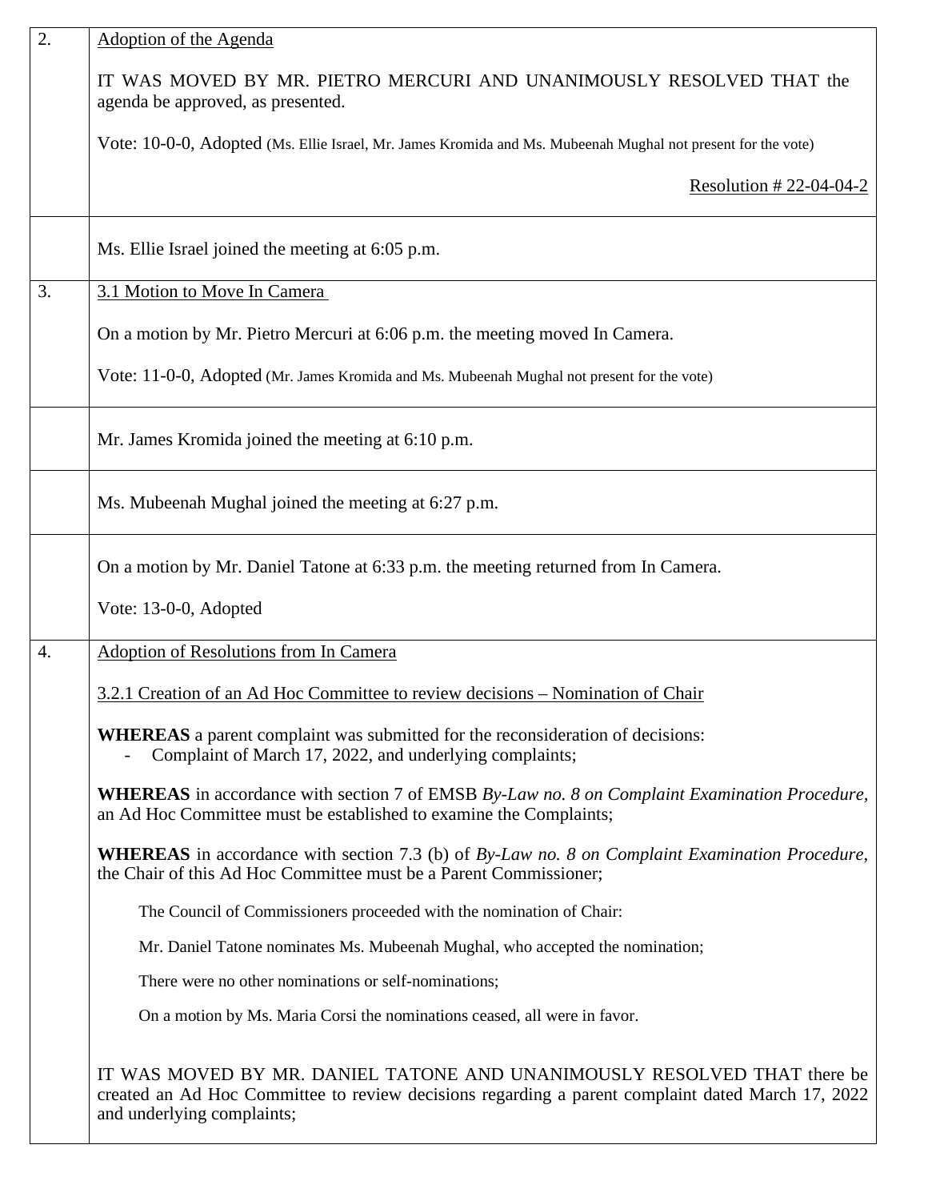| | |
|---|---|
| 2. | Adoption of the Agenda<br><br>IT WAS MOVED BY MR. PIETRO MERCURI AND UNANIMOUSLY RESOLVED THAT the agenda be approved, as presented.<br><br>Vote: 10-0-0, Adopted (Ms. Ellie Israel, Mr. James Kromida and Ms. Mubeenah Mughal not present for the vote)<br><br>Resolution # 22-04-04-2 |
| | Ms. Ellie Israel joined the meeting at 6:05 p.m. |
| 3. | 3.1 Motion to Move In Camera<br><br>On a motion by Mr. Pietro Mercuri at 6:06 p.m. the meeting moved In Camera.<br><br>Vote: 11-0-0, Adopted (Mr. James Kromida and Ms. Mubeenah Mughal not present for the vote) |
| | Mr. James Kromida joined the meeting at 6:10 p.m. |
| | Ms. Mubeenah Mughal joined the meeting at 6:27 p.m. |
| | On a motion by Mr. Daniel Tatone at 6:33 p.m. the meeting returned from In Camera.<br><br>Vote: 13-0-0, Adopted |
| 4. | Adoption of Resolutions from In Camera<br><br>3.2.1 Creation of an Ad Hoc Committee to review decisions – Nomination of Chair<br><br>**WHEREAS** a parent complaint was submitted for the reconsideration of decisions:<br>- Complaint of March 17, 2022, and underlying complaints;<br><br>**WHEREAS** in accordance with section 7 of EMSB *By-Law no. 8 on Complaint Examination Procedure*, an Ad Hoc Committee must be established to examine the Complaints;<br><br>**WHEREAS** in accordance with section 7.3 (b) of *By-Law no. 8 on Complaint Examination Procedure*, the Chair of this Ad Hoc Committee must be a Parent Commissioner;<br><br>The Council of Commissioners proceeded with the nomination of Chair:<br><br>Mr. Daniel Tatone nominates Ms. Mubeenah Mughal, who accepted the nomination;<br><br>There were no other nominations or self-nominations;<br><br>On a motion by Ms. Maria Corsi the nominations ceased, all were in favor.<br><br>IT WAS MOVED BY MR. DANIEL TATONE AND UNANIMOUSLY RESOLVED THAT there be created an Ad Hoc Committee to review decisions regarding a parent complaint dated March 17, 2022 and underlying complaints; |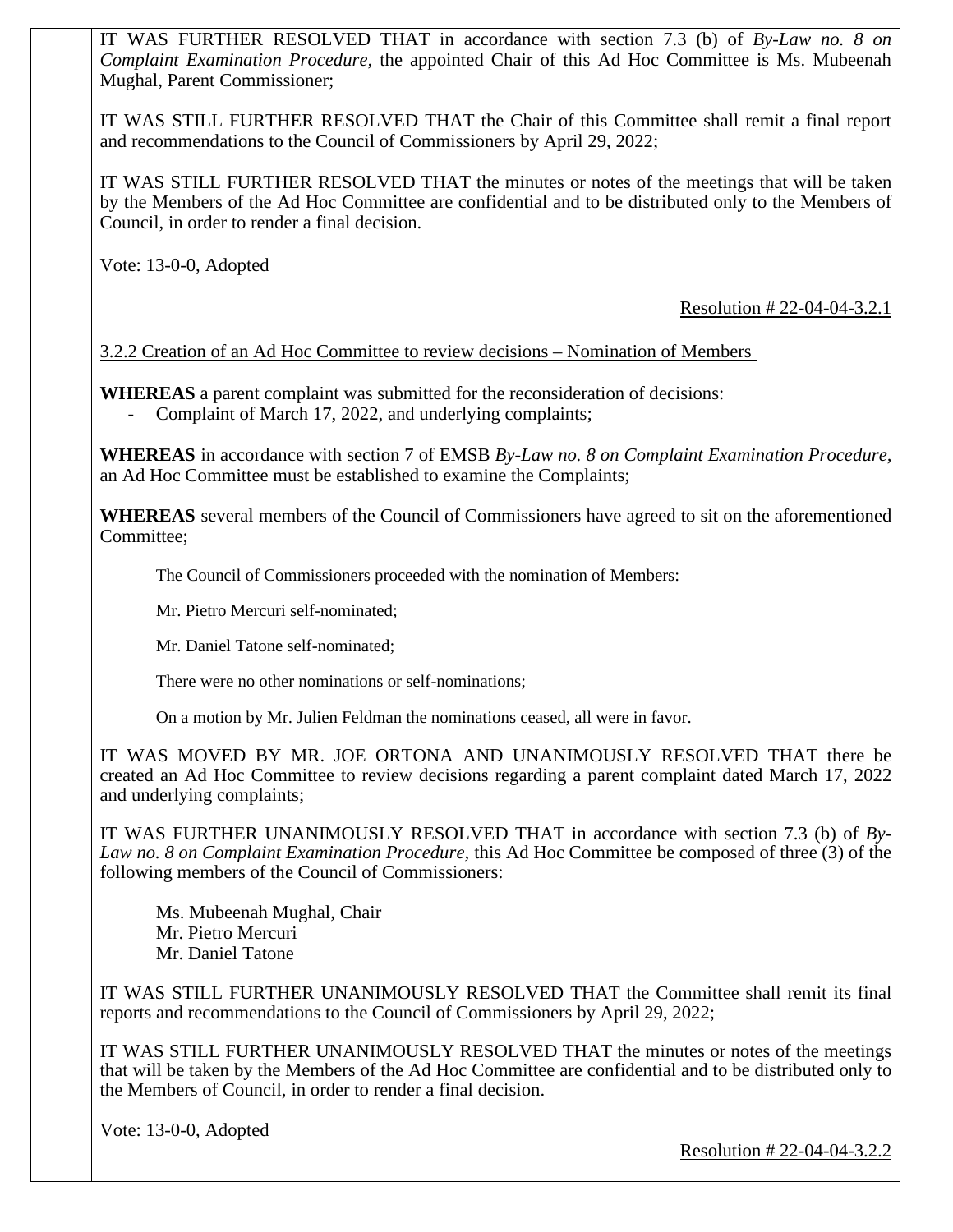IT WAS FURTHER RESOLVED THAT in accordance with section 7.3 (b) of *By-Law no. 8 on Complaint Examination Procedure*, the appointed Chair of this Ad Hoc Committee is Ms. Mubeenah Mughal, Parent Commissioner;

IT WAS STILL FURTHER RESOLVED THAT the Chair of this Committee shall remit a final report and recommendations to the Council of Commissioners by April 29, 2022;

IT WAS STILL FURTHER RESOLVED THAT the minutes or notes of the meetings that will be taken by the Members of the Ad Hoc Committee are confidential and to be distributed only to the Members of Council, in order to render a final decision.

Vote: 13-0-0, Adopted

Resolution # 22-04-04-3.2.1

3.2.2 Creation of an Ad Hoc Committee to review decisions – Nomination of Members

**WHEREAS** a parent complaint was submitted for the reconsideration of decisions:

- Complaint of March 17, 2022, and underlying complaints;

**WHEREAS** in accordance with section 7 of EMSB *By-Law no. 8 on Complaint Examination Procedure*, an Ad Hoc Committee must be established to examine the Complaints;

**WHEREAS** several members of the Council of Commissioners have agreed to sit on the aforementioned Committee;

The Council of Commissioners proceeded with the nomination of Members:

Mr. Pietro Mercuri self-nominated;

Mr. Daniel Tatone self-nominated;

There were no other nominations or self-nominations;

On a motion by Mr. Julien Feldman the nominations ceased, all were in favor.

IT WAS MOVED BY MR. JOE ORTONA AND UNANIMOUSLY RESOLVED THAT there be created an Ad Hoc Committee to review decisions regarding a parent complaint dated March 17, 2022 and underlying complaints;

IT WAS FURTHER UNANIMOUSLY RESOLVED THAT in accordance with section 7.3 (b) of *By-Law no. 8 on Complaint Examination Procedure*, this Ad Hoc Committee be composed of three (3) of the following members of the Council of Commissioners:

Ms. Mubeenah Mughal, Chair
Mr. Pietro Mercuri
Mr. Daniel Tatone

IT WAS STILL FURTHER UNANIMOUSLY RESOLVED THAT the Committee shall remit its final reports and recommendations to the Council of Commissioners by April 29, 2022;

IT WAS STILL FURTHER UNANIMOUSLY RESOLVED THAT the minutes or notes of the meetings that will be taken by the Members of the Ad Hoc Committee are confidential and to be distributed only to the Members of Council, in order to render a final decision.

Vote: 13-0-0, Adopted

Resolution # 22-04-04-3.2.2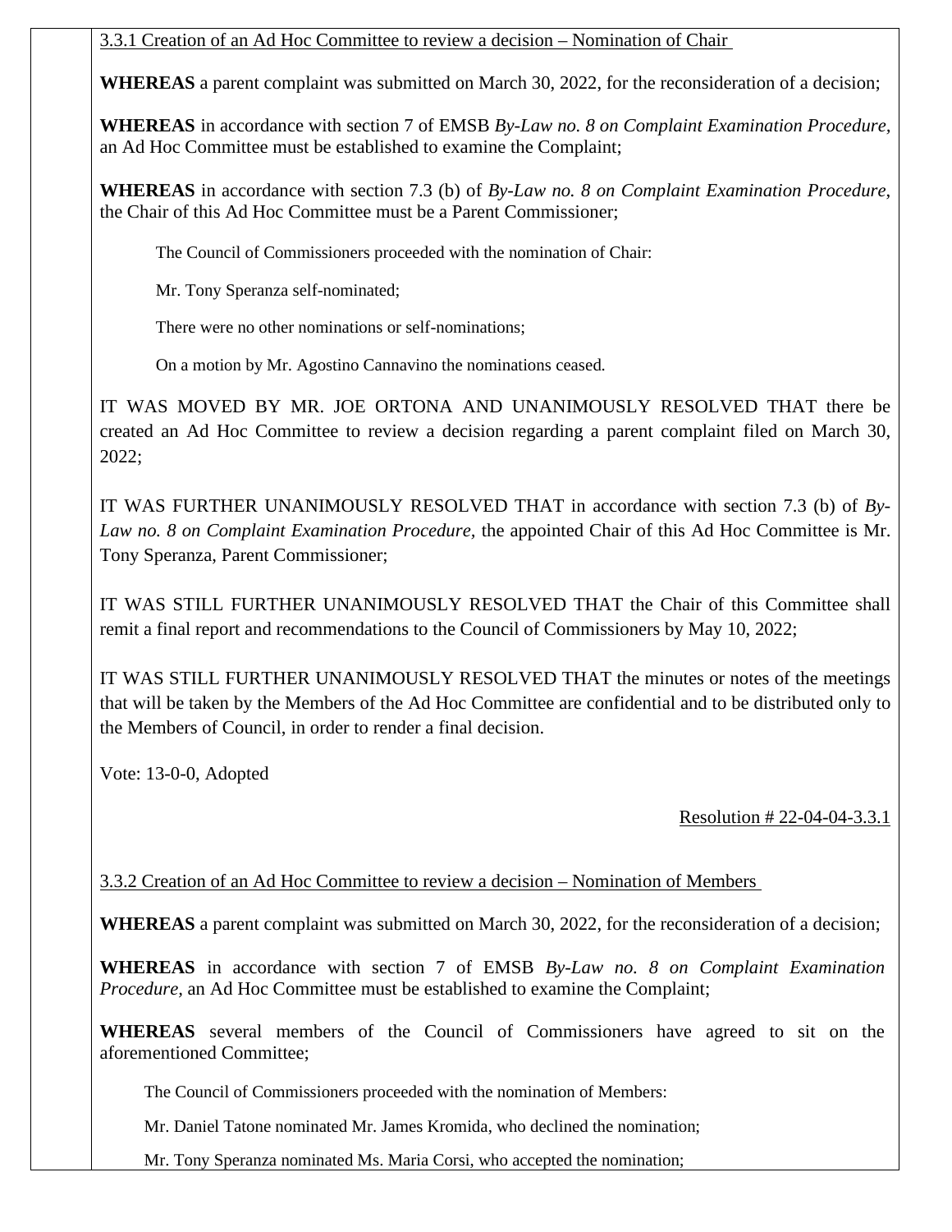3.3.1 Creation of an Ad Hoc Committee to review a decision – Nomination of Chair

**WHEREAS** a parent complaint was submitted on March 30, 2022, for the reconsideration of a decision;

**WHEREAS** in accordance with section 7 of EMSB *By-Law no. 8 on Complaint Examination Procedure*, an Ad Hoc Committee must be established to examine the Complaint;

**WHEREAS** in accordance with section 7.3 (b) of *By-Law no. 8 on Complaint Examination Procedure*, the Chair of this Ad Hoc Committee must be a Parent Commissioner;

The Council of Commissioners proceeded with the nomination of Chair:

Mr. Tony Speranza self-nominated;

There were no other nominations or self-nominations;

On a motion by Mr. Agostino Cannavino the nominations ceased.

IT WAS MOVED BY MR. JOE ORTONA AND UNANIMOUSLY RESOLVED THAT there be created an Ad Hoc Committee to review a decision regarding a parent complaint filed on March 30, 2022;

IT WAS FURTHER UNANIMOUSLY RESOLVED THAT in accordance with section 7.3 (b) of *By-Law no. 8 on Complaint Examination Procedure*, the appointed Chair of this Ad Hoc Committee is Mr. Tony Speranza, Parent Commissioner;

IT WAS STILL FURTHER UNANIMOUSLY RESOLVED THAT the Chair of this Committee shall remit a final report and recommendations to the Council of Commissioners by May 10, 2022;

IT WAS STILL FURTHER UNANIMOUSLY RESOLVED THAT the minutes or notes of the meetings that will be taken by the Members of the Ad Hoc Committee are confidential and to be distributed only to the Members of Council, in order to render a final decision.

Vote: 13-0-0, Adopted

Resolution # 22-04-04-3.3.1

3.3.2 Creation of an Ad Hoc Committee to review a decision – Nomination of Members

**WHEREAS** a parent complaint was submitted on March 30, 2022, for the reconsideration of a decision;

**WHEREAS** in accordance with section 7 of EMSB *By-Law no. 8 on Complaint Examination Procedure*, an Ad Hoc Committee must be established to examine the Complaint;

**WHEREAS** several members of the Council of Commissioners have agreed to sit on the aforementioned Committee;

The Council of Commissioners proceeded with the nomination of Members:

Mr. Daniel Tatone nominated Mr. James Kromida, who declined the nomination;

Mr. Tony Speranza nominated Ms. Maria Corsi, who accepted the nomination;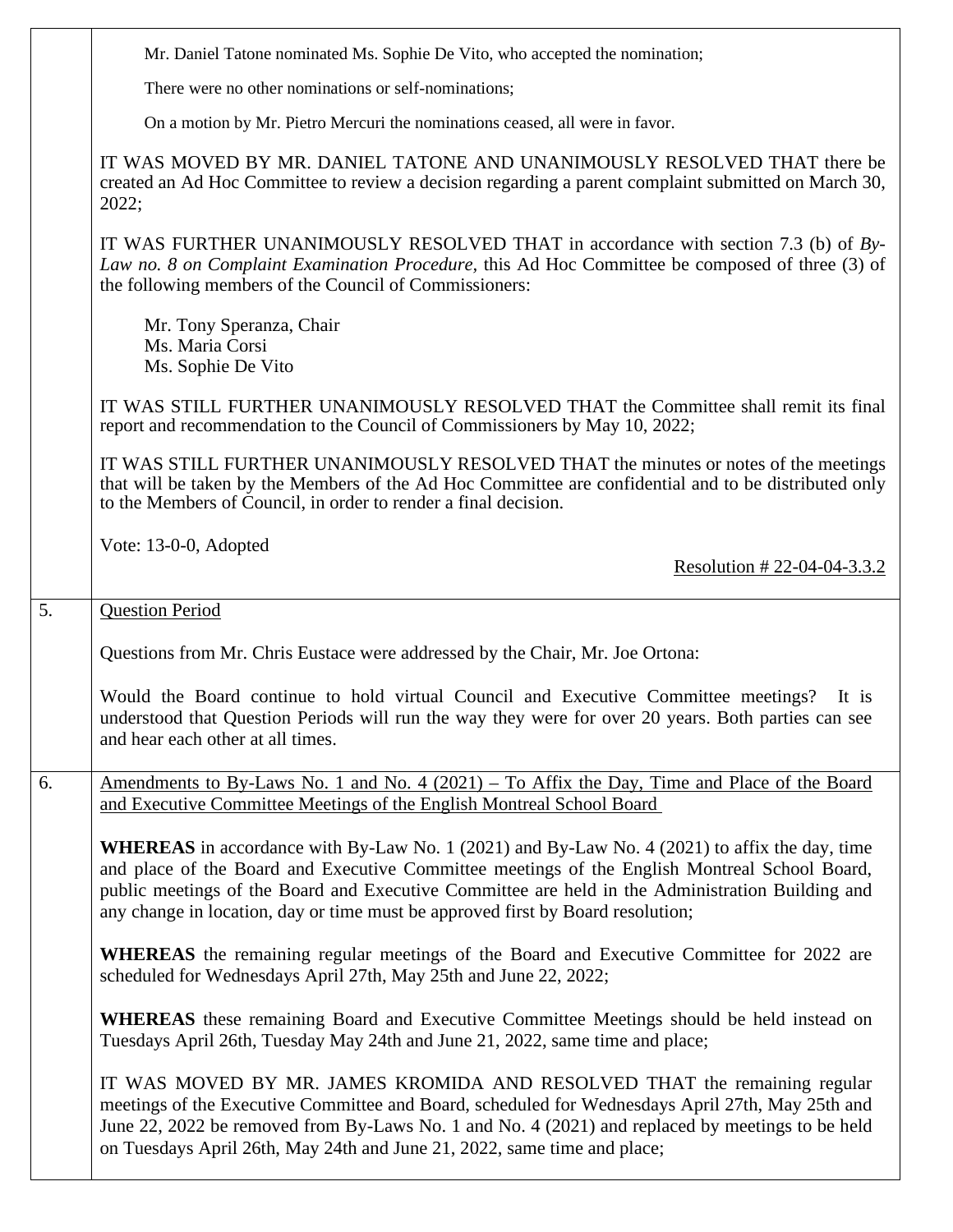Mr. Daniel Tatone nominated Ms. Sophie De Vito, who accepted the nomination;

There were no other nominations or self-nominations;

On a motion by Mr. Pietro Mercuri the nominations ceased, all were in favor.

IT WAS MOVED BY MR. DANIEL TATONE AND UNANIMOUSLY RESOLVED THAT there be created an Ad Hoc Committee to review a decision regarding a parent complaint submitted on March 30, 2022;

IT WAS FURTHER UNANIMOUSLY RESOLVED THAT in accordance with section 7.3 (b) of *By-Law no. 8 on Complaint Examination Procedure*, this Ad Hoc Committee be composed of three (3) of the following members of the Council of Commissioners:

Mr. Tony Speranza, Chair
Ms. Maria Corsi
Ms. Sophie De Vito

IT WAS STILL FURTHER UNANIMOUSLY RESOLVED THAT the Committee shall remit its final report and recommendation to the Council of Commissioners by May 10, 2022;

IT WAS STILL FURTHER UNANIMOUSLY RESOLVED THAT the minutes or notes of the meetings that will be taken by the Members of the Ad Hoc Committee are confidential and to be distributed only to the Members of Council, in order to render a final decision.

Vote: 13-0-0, Adopted

Resolution # 22-04-04-3.3.2

## 5. Question Period

Questions from Mr. Chris Eustace were addressed by the Chair, Mr. Joe Ortona:

Would the Board continue to hold virtual Council and Executive Committee meetings? It is understood that Question Periods will run the way they were for over 20 years. Both parties can see and hear each other at all times.

## 6. Amendments to By-Laws No. 1 and No. 4 (2021) – To Affix the Day, Time and Place of the Board and Executive Committee Meetings of the English Montreal School Board

**WHEREAS** in accordance with By-Law No. 1 (2021) and By-Law No. 4 (2021) to affix the day, time and place of the Board and Executive Committee meetings of the English Montreal School Board, public meetings of the Board and Executive Committee are held in the Administration Building and any change in location, day or time must be approved first by Board resolution;

**WHEREAS** the remaining regular meetings of the Board and Executive Committee for 2022 are scheduled for Wednesdays April 27th, May 25th and June 22, 2022;

**WHEREAS** these remaining Board and Executive Committee Meetings should be held instead on Tuesdays April 26th, Tuesday May 24th and June 21, 2022, same time and place;

IT WAS MOVED BY MR. JAMES KROMIDA AND RESOLVED THAT the remaining regular meetings of the Executive Committee and Board, scheduled for Wednesdays April 27th, May 25th and June 22, 2022 be removed from By-Laws No. 1 and No. 4 (2021) and replaced by meetings to be held on Tuesdays April 26th, May 24th and June 21, 2022, same time and place;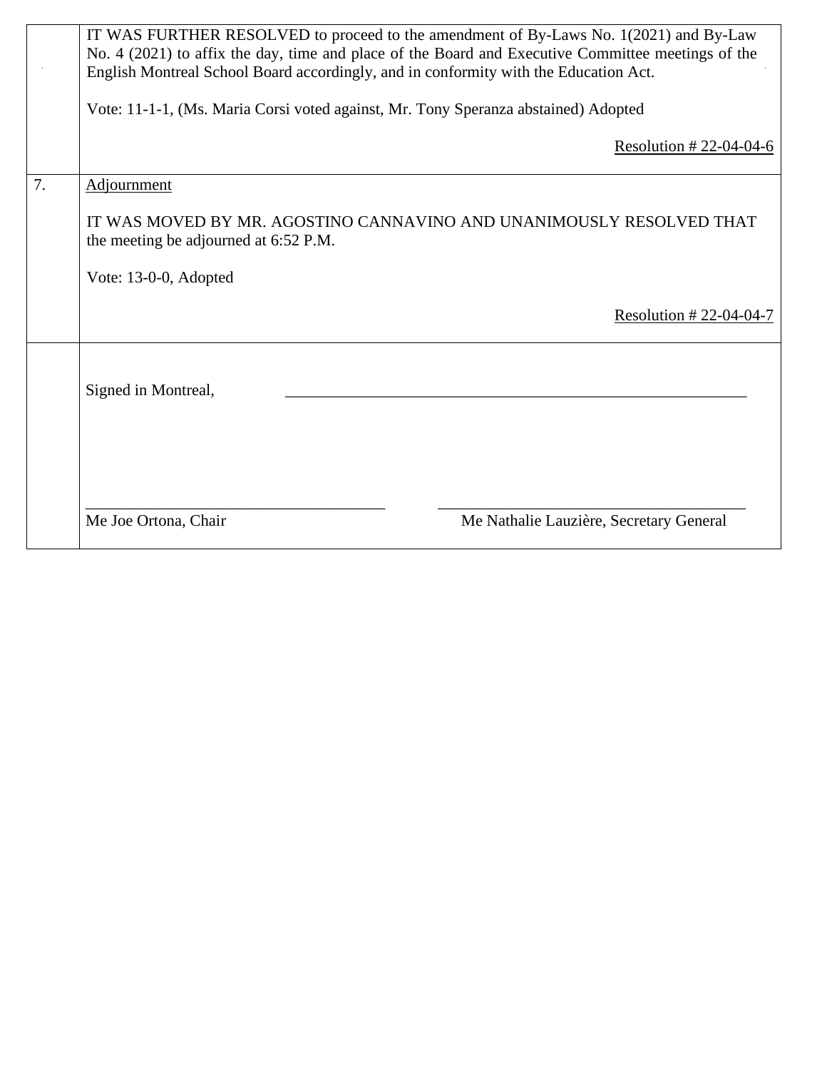IT WAS FURTHER RESOLVED to proceed to the amendment of By-Laws No. 1(2021) and By-Law No. 4 (2021) to affix the day, time and place of the Board and Executive Committee meetings of the English Montreal School Board accordingly, and in conformity with the Education Act.

Vote: 11-1-1, (Ms. Maria Corsi voted against, Mr. Tony Speranza abstained) Adopted

Resolution # 22-04-04-6

7. Adjournment

IT WAS MOVED BY MR. AGOSTINO CANNAVINO AND UNANIMOUSLY RESOLVED THAT the meeting be adjourned at 6:52 P.M.

Vote: 13-0-0, Adopted

Resolution # 22-04-04-7

Signed in Montreal, ____________________________________________________________

______________________________________ ______________________________________

Me Joe Ortona, Chair Me Nathalie Lauzière, Secretary General